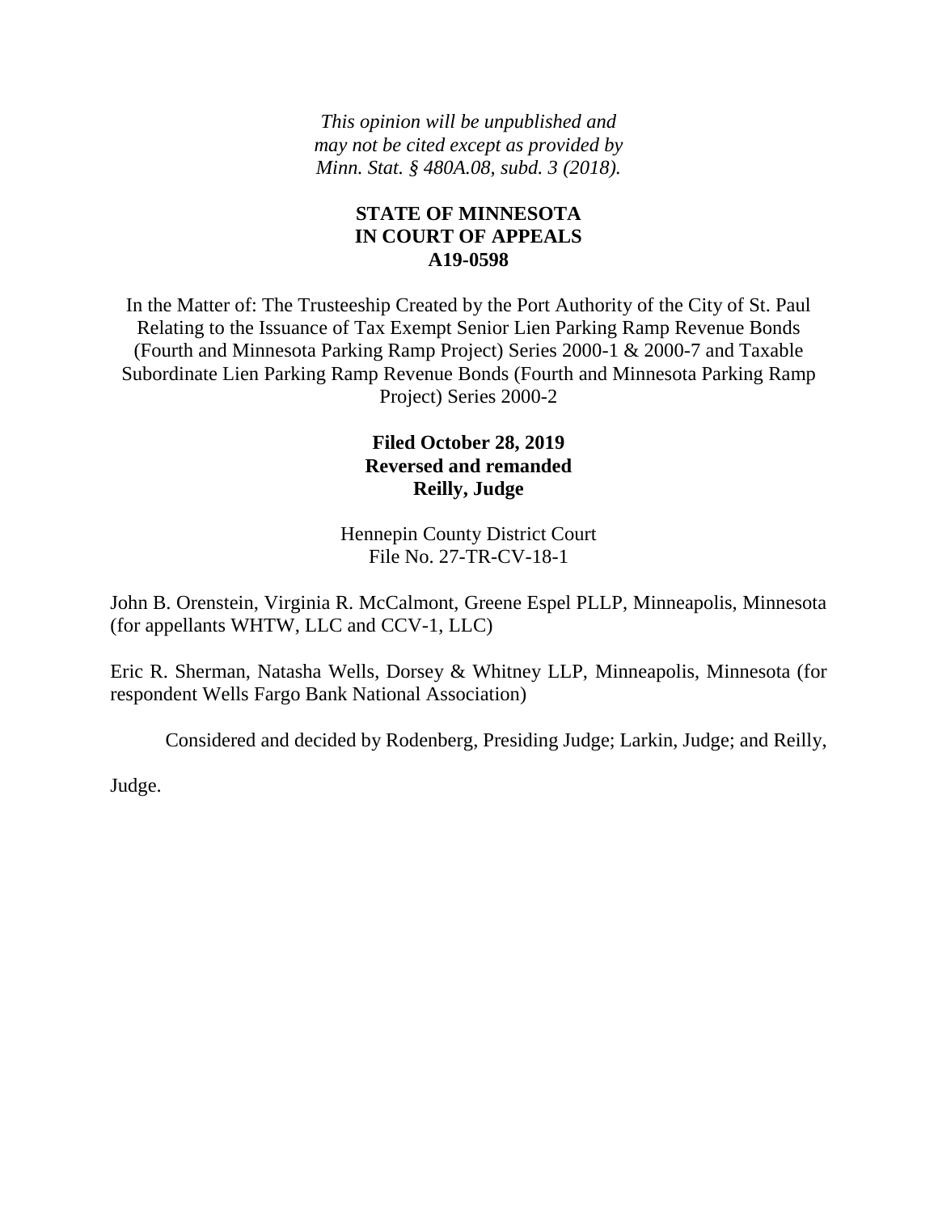*This opinion will be unpublished and may not be cited except as provided by Minn. Stat. § 480A.08, subd. 3 (2018).*

**STATE OF MINNESOTA**
**IN COURT OF APPEALS**
**A19-0598**

In the Matter of: The Trusteeship Created by the Port Authority of the City of St. Paul Relating to the Issuance of Tax Exempt Senior Lien Parking Ramp Revenue Bonds (Fourth and Minnesota Parking Ramp Project) Series 2000-1 & 2000-7 and Taxable Subordinate Lien Parking Ramp Revenue Bonds (Fourth and Minnesota Parking Ramp Project) Series 2000-2

**Filed October 28, 2019**
**Reversed and remanded**
**Reilly, Judge**

Hennepin County District Court
File No. 27-TR-CV-18-1

John B. Orenstein, Virginia R. McCalmont, Greene Espel PLLP, Minneapolis, Minnesota (for appellants WHTW, LLC and CCV-1, LLC)

Eric R. Sherman, Natasha Wells, Dorsey & Whitney LLP, Minneapolis, Minnesota (for respondent Wells Fargo Bank National Association)

Considered and decided by Rodenberg, Presiding Judge; Larkin, Judge; and Reilly, Judge.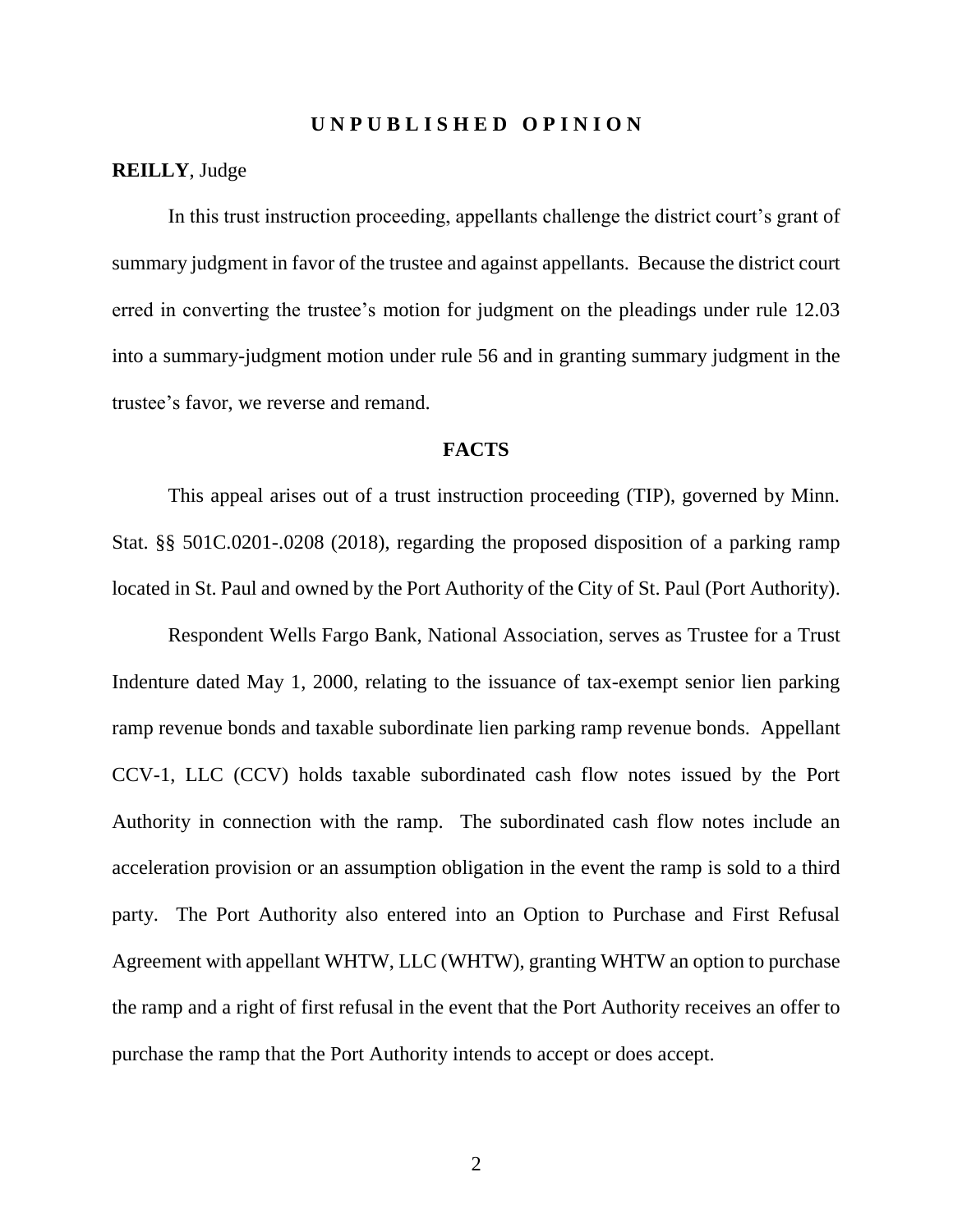# U N P U B L I S H E D   O P I N I O N

**REILLY**, Judge

In this trust instruction proceeding, appellants challenge the district court's grant of summary judgment in favor of the trustee and against appellants. Because the district court erred in converting the trustee's motion for judgment on the pleadings under rule 12.03 into a summary-judgment motion under rule 56 and in granting summary judgment in the trustee's favor, we reverse and remand.

## FACTS

This appeal arises out of a trust instruction proceeding (TIP), governed by Minn. Stat. §§ 501C.0201-.0208 (2018), regarding the proposed disposition of a parking ramp located in St. Paul and owned by the Port Authority of the City of St. Paul (Port Authority).

Respondent Wells Fargo Bank, National Association, serves as Trustee for a Trust Indenture dated May 1, 2000, relating to the issuance of tax-exempt senior lien parking ramp revenue bonds and taxable subordinate lien parking ramp revenue bonds. Appellant CCV-1, LLC (CCV) holds taxable subordinated cash flow notes issued by the Port Authority in connection with the ramp. The subordinated cash flow notes include an acceleration provision or an assumption obligation in the event the ramp is sold to a third party. The Port Authority also entered into an Option to Purchase and First Refusal Agreement with appellant WHTW, LLC (WHTW), granting WHTW an option to purchase the ramp and a right of first refusal in the event that the Port Authority receives an offer to purchase the ramp that the Port Authority intends to accept or does accept.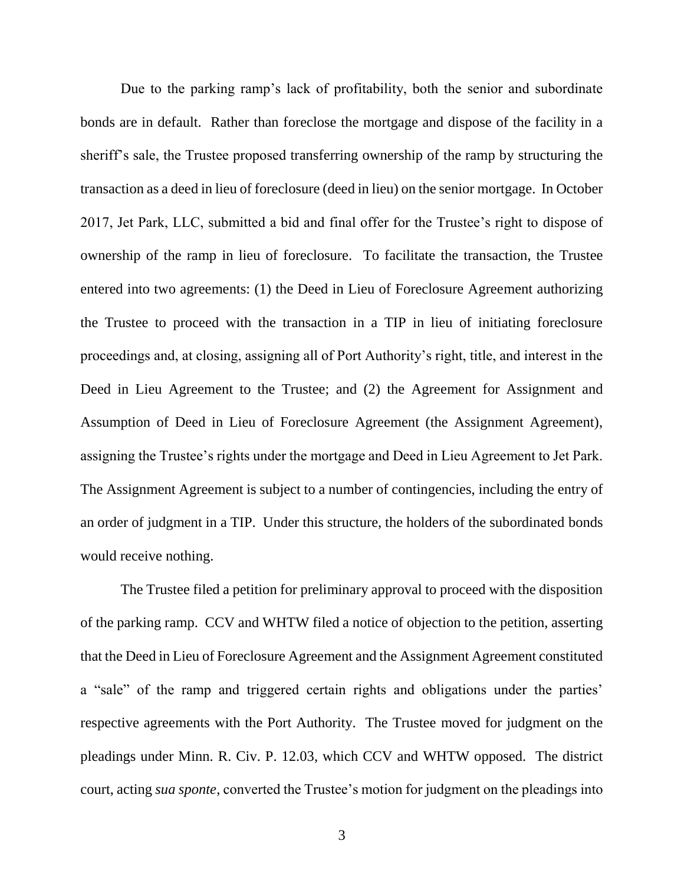Due to the parking ramp's lack of profitability, both the senior and subordinate bonds are in default. Rather than foreclose the mortgage and dispose of the facility in a sheriff's sale, the Trustee proposed transferring ownership of the ramp by structuring the transaction as a deed in lieu of foreclosure (deed in lieu) on the senior mortgage. In October 2017, Jet Park, LLC, submitted a bid and final offer for the Trustee's right to dispose of ownership of the ramp in lieu of foreclosure. To facilitate the transaction, the Trustee entered into two agreements: (1) the Deed in Lieu of Foreclosure Agreement authorizing the Trustee to proceed with the transaction in a TIP in lieu of initiating foreclosure proceedings and, at closing, assigning all of Port Authority's right, title, and interest in the Deed in Lieu Agreement to the Trustee; and (2) the Agreement for Assignment and Assumption of Deed in Lieu of Foreclosure Agreement (the Assignment Agreement), assigning the Trustee's rights under the mortgage and Deed in Lieu Agreement to Jet Park. The Assignment Agreement is subject to a number of contingencies, including the entry of an order of judgment in a TIP. Under this structure, the holders of the subordinated bonds would receive nothing.

The Trustee filed a petition for preliminary approval to proceed with the disposition of the parking ramp. CCV and WHTW filed a notice of objection to the petition, asserting that the Deed in Lieu of Foreclosure Agreement and the Assignment Agreement constituted a "sale" of the ramp and triggered certain rights and obligations under the parties' respective agreements with the Port Authority. The Trustee moved for judgment on the pleadings under Minn. R. Civ. P. 12.03, which CCV and WHTW opposed. The district court, acting *sua sponte*, converted the Trustee's motion for judgment on the pleadings into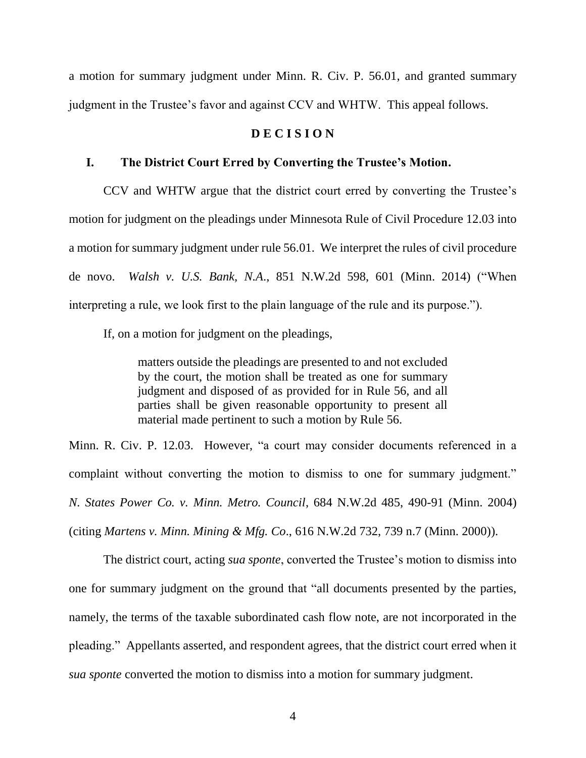a motion for summary judgment under Minn. R. Civ. P. 56.01, and granted summary judgment in the Trustee's favor and against CCV and WHTW. This appeal follows.

## D E C I S I O N

### I. The District Court Erred by Converting the Trustee's Motion.

CCV and WHTW argue that the district court erred by converting the Trustee's motion for judgment on the pleadings under Minnesota Rule of Civil Procedure 12.03 into a motion for summary judgment under rule 56.01. We interpret the rules of civil procedure de novo. *Walsh v. U.S. Bank, N.A.*, 851 N.W.2d 598, 601 (Minn. 2014) ("When interpreting a rule, we look first to the plain language of the rule and its purpose.").

If, on a motion for judgment on the pleadings,

> matters outside the pleadings are presented to and not excluded by the court, the motion shall be treated as one for summary judgment and disposed of as provided for in Rule 56, and all parties shall be given reasonable opportunity to present all material made pertinent to such a motion by Rule 56.

Minn. R. Civ. P. 12.03. However, "a court may consider documents referenced in a complaint without converting the motion to dismiss to one for summary judgment." *N. States Power Co. v. Minn. Metro. Council*, 684 N.W.2d 485, 490-91 (Minn. 2004) (citing *Martens v. Minn. Mining & Mfg. Co*., 616 N.W.2d 732, 739 n.7 (Minn. 2000)).

The district court, acting *sua sponte*, converted the Trustee's motion to dismiss into one for summary judgment on the ground that "all documents presented by the parties, namely, the terms of the taxable subordinated cash flow note, are not incorporated in the pleading." Appellants asserted, and respondent agrees, that the district court erred when it *sua sponte* converted the motion to dismiss into a motion for summary judgment.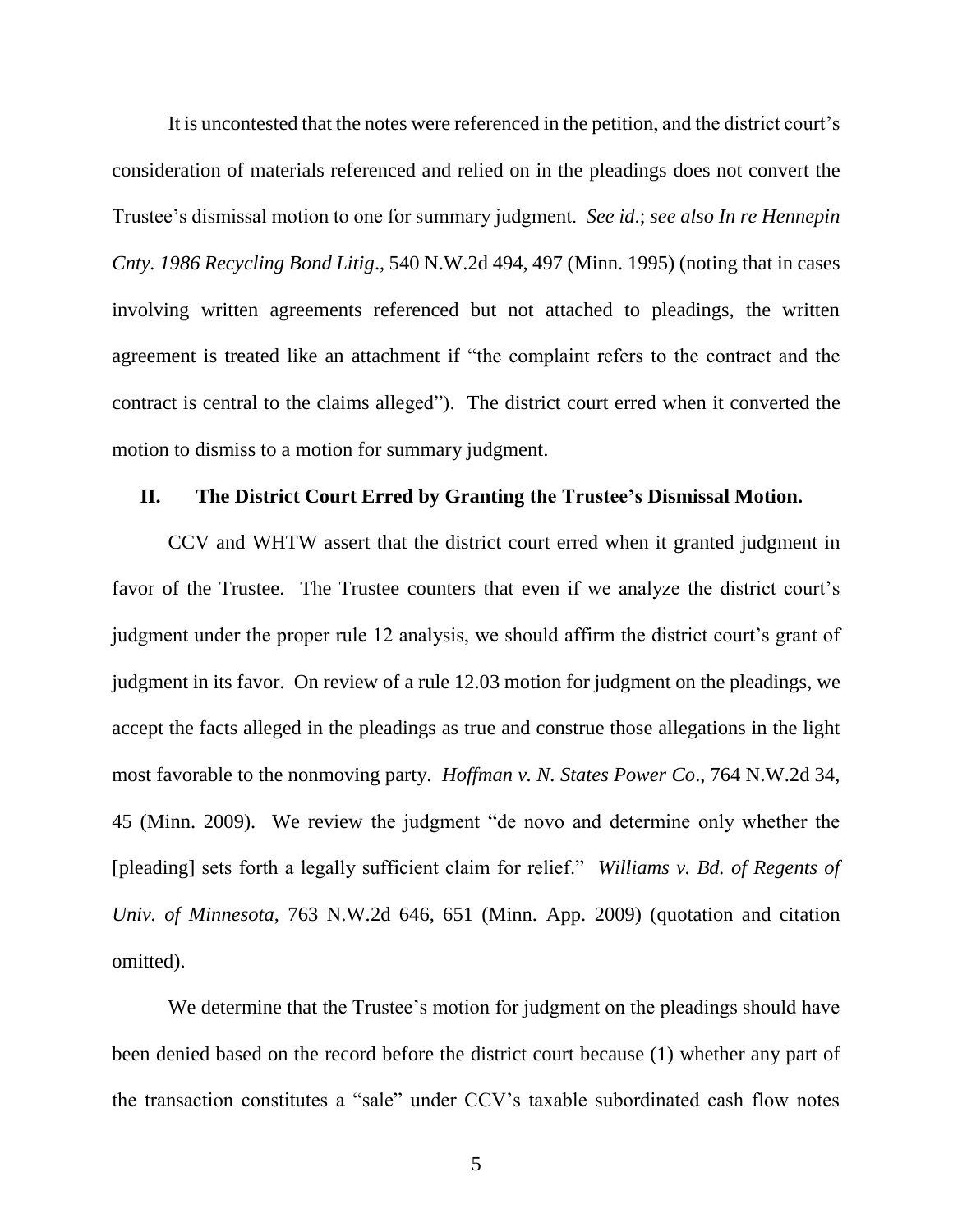It is uncontested that the notes were referenced in the petition, and the district court's consideration of materials referenced and relied on in the pleadings does not convert the Trustee's dismissal motion to one for summary judgment. *See id*.; *see also In re Hennepin Cnty. 1986 Recycling Bond Litig*., 540 N.W.2d 494, 497 (Minn. 1995) (noting that in cases involving written agreements referenced but not attached to pleadings, the written agreement is treated like an attachment if "the complaint refers to the contract and the contract is central to the claims alleged"). The district court erred when it converted the motion to dismiss to a motion for summary judgment.

## II. The District Court Erred by Granting the Trustee's Dismissal Motion.

CCV and WHTW assert that the district court erred when it granted judgment in favor of the Trustee. The Trustee counters that even if we analyze the district court's judgment under the proper rule 12 analysis, we should affirm the district court's grant of judgment in its favor. On review of a rule 12.03 motion for judgment on the pleadings, we accept the facts alleged in the pleadings as true and construe those allegations in the light most favorable to the nonmoving party. *Hoffman v. N. States Power Co*., 764 N.W.2d 34, 45 (Minn. 2009). We review the judgment "de novo and determine only whether the [pleading] sets forth a legally sufficient claim for relief." *Williams v. Bd. of Regents of Univ. of Minnesota*, 763 N.W.2d 646, 651 (Minn. App. 2009) (quotation and citation omitted).

We determine that the Trustee's motion for judgment on the pleadings should have been denied based on the record before the district court because (1) whether any part of the transaction constitutes a "sale" under CCV's taxable subordinated cash flow notes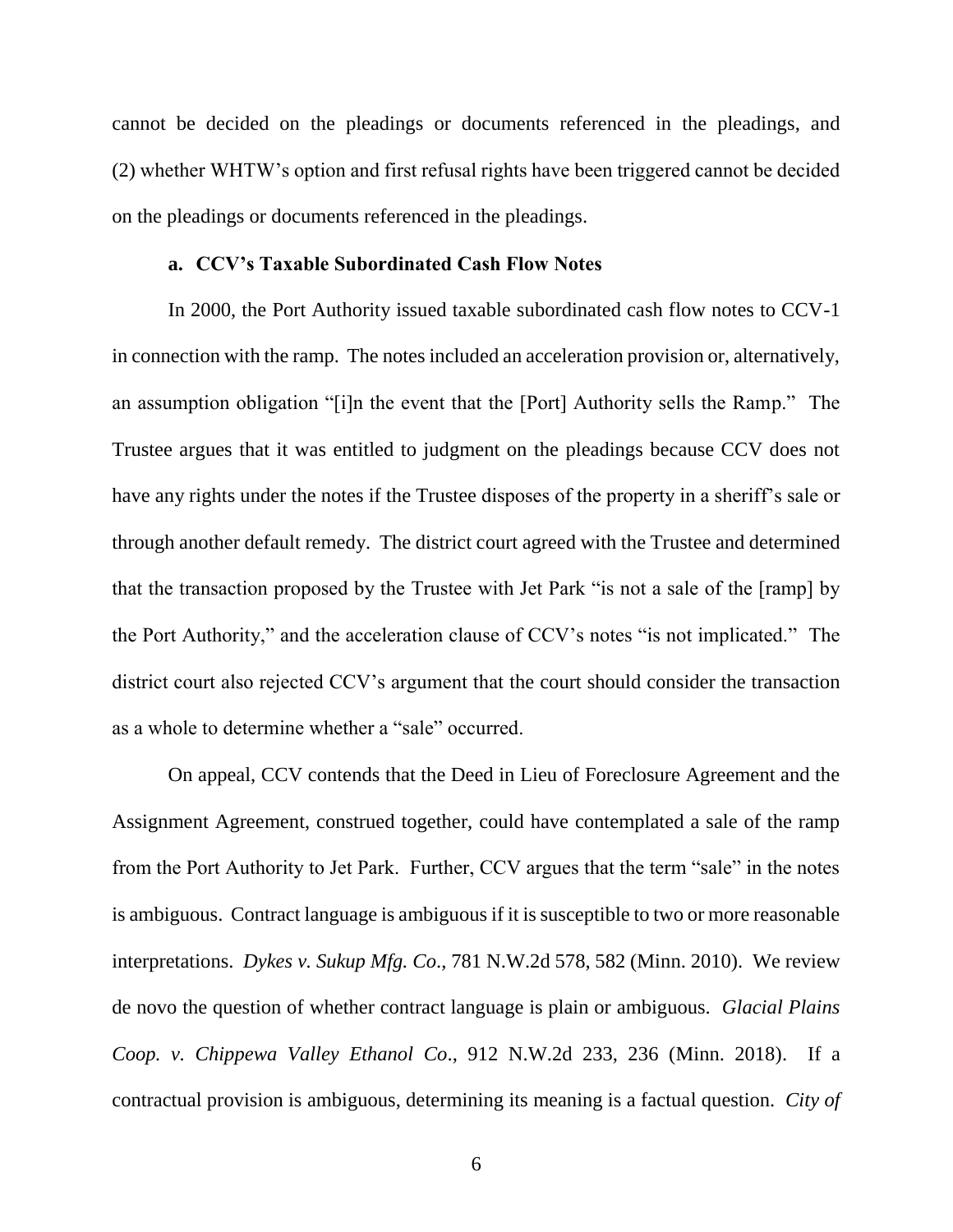cannot be decided on the pleadings or documents referenced in the pleadings, and (2) whether WHTW's option and first refusal rights have been triggered cannot be decided on the pleadings or documents referenced in the pleadings.

**a. CCV's Taxable Subordinated Cash Flow Notes**

In 2000, the Port Authority issued taxable subordinated cash flow notes to CCV-1 in connection with the ramp. The notes included an acceleration provision or, alternatively, an assumption obligation "[i]n the event that the [Port] Authority sells the Ramp." The Trustee argues that it was entitled to judgment on the pleadings because CCV does not have any rights under the notes if the Trustee disposes of the property in a sheriff's sale or through another default remedy. The district court agreed with the Trustee and determined that the transaction proposed by the Trustee with Jet Park "is not a sale of the [ramp] by the Port Authority," and the acceleration clause of CCV's notes "is not implicated." The district court also rejected CCV's argument that the court should consider the transaction as a whole to determine whether a "sale" occurred.

On appeal, CCV contends that the Deed in Lieu of Foreclosure Agreement and the Assignment Agreement, construed together, could have contemplated a sale of the ramp from the Port Authority to Jet Park. Further, CCV argues that the term "sale" in the notes is ambiguous. Contract language is ambiguous if it is susceptible to two or more reasonable interpretations. *Dykes v. Sukup Mfg. Co*., 781 N.W.2d 578, 582 (Minn. 2010). We review de novo the question of whether contract language is plain or ambiguous. *Glacial Plains Coop. v. Chippewa Valley Ethanol Co*., 912 N.W.2d 233, 236 (Minn. 2018). If a contractual provision is ambiguous, determining its meaning is a factual question. *City of*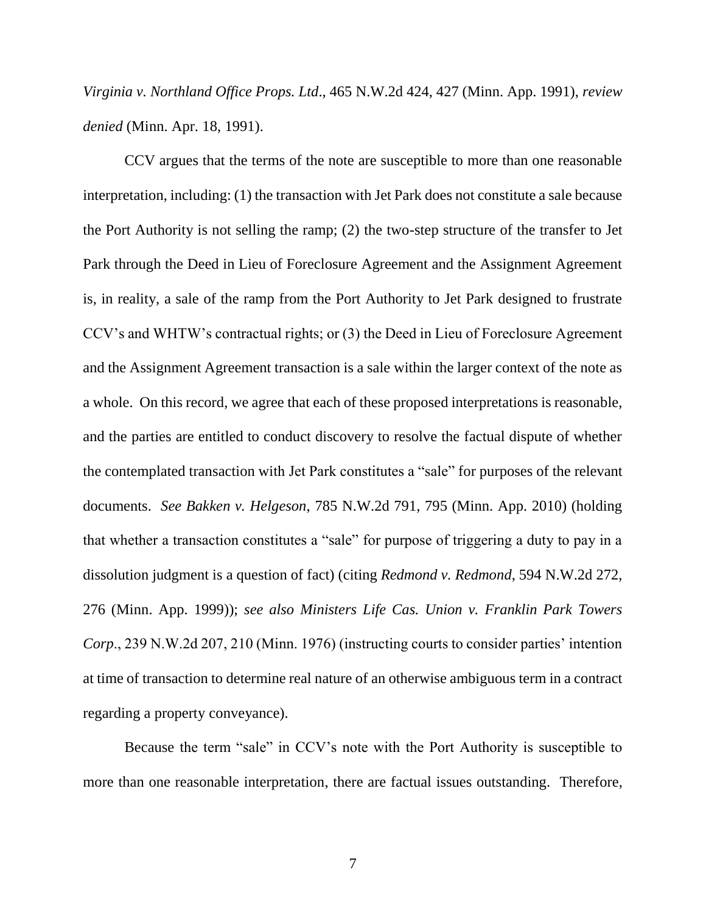*Virginia v. Northland Office Props. Ltd*., 465 N.W.2d 424, 427 (Minn. App. 1991), *review denied* (Minn. Apr. 18, 1991).

CCV argues that the terms of the note are susceptible to more than one reasonable interpretation, including: (1) the transaction with Jet Park does not constitute a sale because the Port Authority is not selling the ramp; (2) the two-step structure of the transfer to Jet Park through the Deed in Lieu of Foreclosure Agreement and the Assignment Agreement is, in reality, a sale of the ramp from the Port Authority to Jet Park designed to frustrate CCV's and WHTW's contractual rights; or (3) the Deed in Lieu of Foreclosure Agreement and the Assignment Agreement transaction is a sale within the larger context of the note as a whole. On this record, we agree that each of these proposed interpretations is reasonable, and the parties are entitled to conduct discovery to resolve the factual dispute of whether the contemplated transaction with Jet Park constitutes a "sale" for purposes of the relevant documents. *See Bakken v. Helgeson*, 785 N.W.2d 791, 795 (Minn. App. 2010) (holding that whether a transaction constitutes a "sale" for purpose of triggering a duty to pay in a dissolution judgment is a question of fact) (citing *Redmond v. Redmond*, 594 N.W.2d 272, 276 (Minn. App. 1999)); *see also Ministers Life Cas. Union v. Franklin Park Towers Corp*., 239 N.W.2d 207, 210 (Minn. 1976) (instructing courts to consider parties' intention at time of transaction to determine real nature of an otherwise ambiguous term in a contract regarding a property conveyance).

Because the term "sale" in CCV's note with the Port Authority is susceptible to more than one reasonable interpretation, there are factual issues outstanding. Therefore,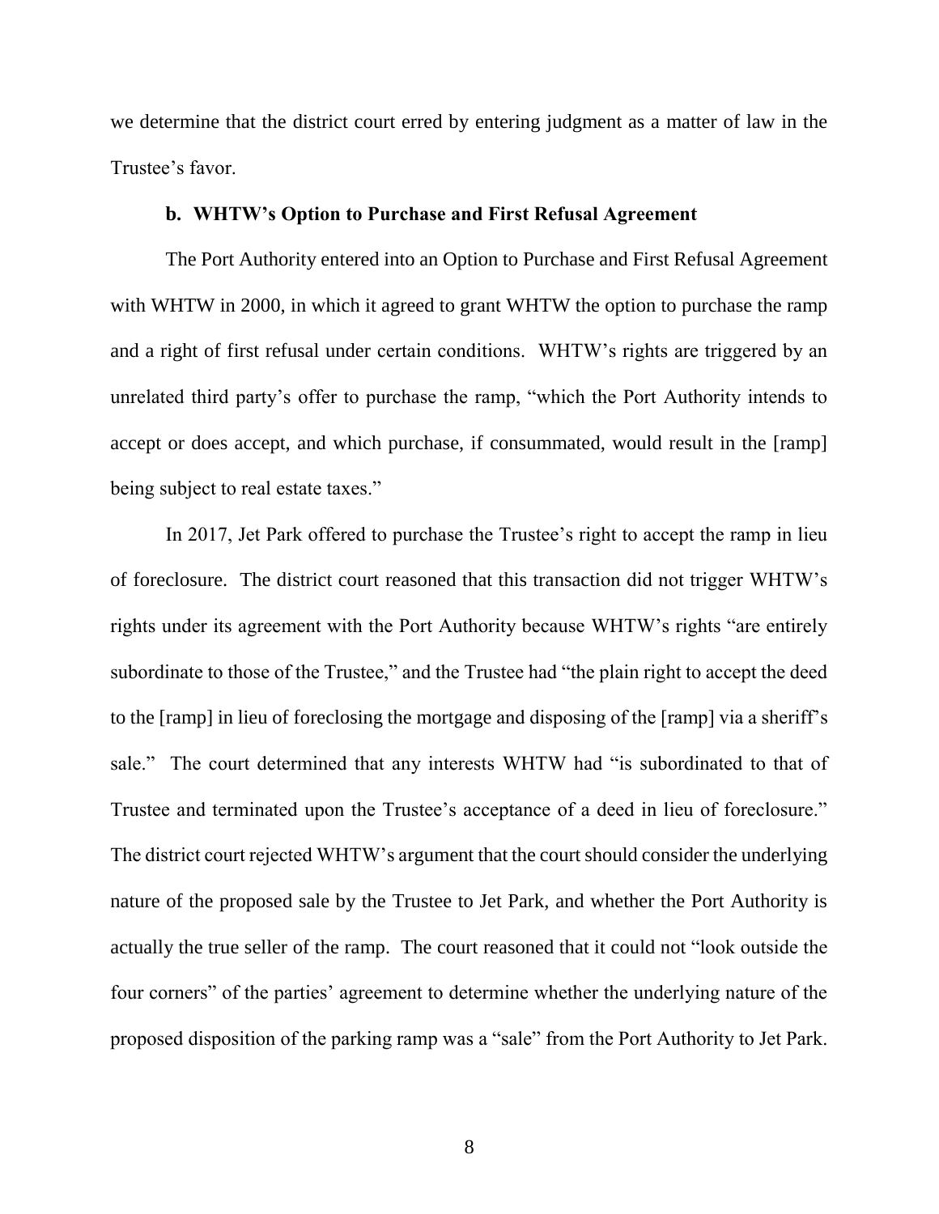we determine that the district court erred by entering judgment as a matter of law in the Trustee's favor.

### b. WHTW's Option to Purchase and First Refusal Agreement

The Port Authority entered into an Option to Purchase and First Refusal Agreement with WHTW in 2000, in which it agreed to grant WHTW the option to purchase the ramp and a right of first refusal under certain conditions. WHTW's rights are triggered by an unrelated third party's offer to purchase the ramp, "which the Port Authority intends to accept or does accept, and which purchase, if consummated, would result in the [ramp] being subject to real estate taxes."

In 2017, Jet Park offered to purchase the Trustee's right to accept the ramp in lieu of foreclosure. The district court reasoned that this transaction did not trigger WHTW's rights under its agreement with the Port Authority because WHTW's rights "are entirely subordinate to those of the Trustee," and the Trustee had "the plain right to accept the deed to the [ramp] in lieu of foreclosing the mortgage and disposing of the [ramp] via a sheriff's sale." The court determined that any interests WHTW had "is subordinated to that of Trustee and terminated upon the Trustee's acceptance of a deed in lieu of foreclosure." The district court rejected WHTW's argument that the court should consider the underlying nature of the proposed sale by the Trustee to Jet Park, and whether the Port Authority is actually the true seller of the ramp. The court reasoned that it could not "look outside the four corners" of the parties' agreement to determine whether the underlying nature of the proposed disposition of the parking ramp was a "sale" from the Port Authority to Jet Park.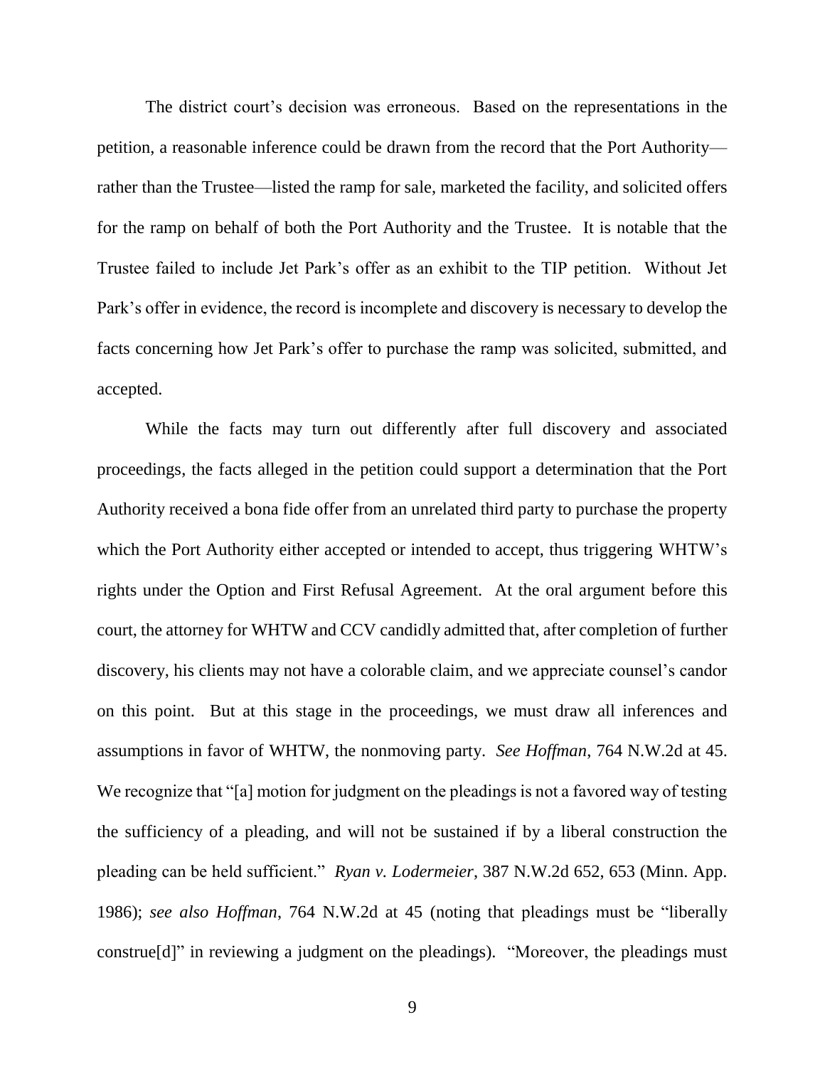The district court's decision was erroneous. Based on the representations in the petition, a reasonable inference could be drawn from the record that the Port Authority—rather than the Trustee—listed the ramp for sale, marketed the facility, and solicited offers for the ramp on behalf of both the Port Authority and the Trustee. It is notable that the Trustee failed to include Jet Park's offer as an exhibit to the TIP petition. Without Jet Park's offer in evidence, the record is incomplete and discovery is necessary to develop the facts concerning how Jet Park's offer to purchase the ramp was solicited, submitted, and accepted.

While the facts may turn out differently after full discovery and associated proceedings, the facts alleged in the petition could support a determination that the Port Authority received a bona fide offer from an unrelated third party to purchase the property which the Port Authority either accepted or intended to accept, thus triggering WHTW's rights under the Option and First Refusal Agreement. At the oral argument before this court, the attorney for WHTW and CCV candidly admitted that, after completion of further discovery, his clients may not have a colorable claim, and we appreciate counsel's candor on this point. But at this stage in the proceedings, we must draw all inferences and assumptions in favor of WHTW, the nonmoving party. *See Hoffman*, 764 N.W.2d at 45. We recognize that "[a] motion for judgment on the pleadings is not a favored way of testing the sufficiency of a pleading, and will not be sustained if by a liberal construction the pleading can be held sufficient." *Ryan v. Lodermeier*, 387 N.W.2d 652, 653 (Minn. App. 1986); *see also Hoffman*, 764 N.W.2d at 45 (noting that pleadings must be "liberally construe[d]" in reviewing a judgment on the pleadings). "Moreover, the pleadings must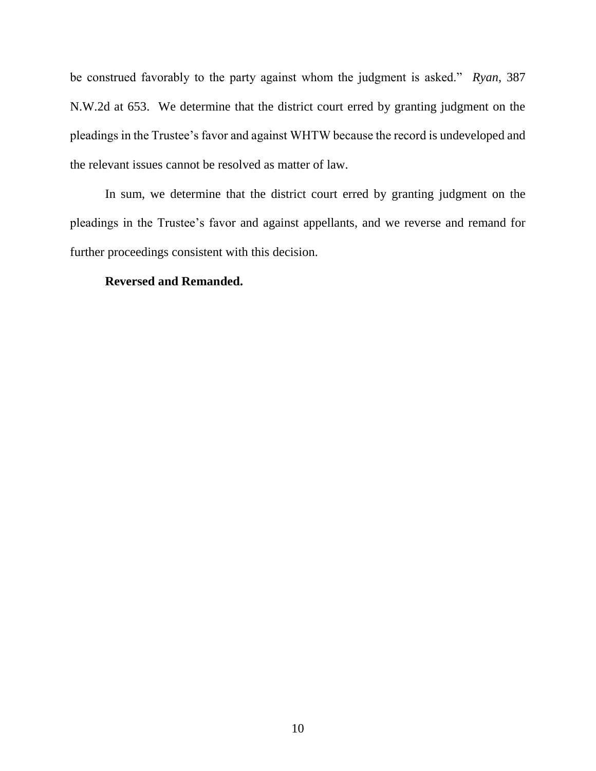be construed favorably to the party against whom the judgment is asked." *Ryan*, 387 N.W.2d at 653. We determine that the district court erred by granting judgment on the pleadings in the Trustee's favor and against WHTW because the record is undeveloped and the relevant issues cannot be resolved as matter of law.

In sum, we determine that the district court erred by granting judgment on the pleadings in the Trustee's favor and against appellants, and we reverse and remand for further proceedings consistent with this decision.

**Reversed and Remanded.**